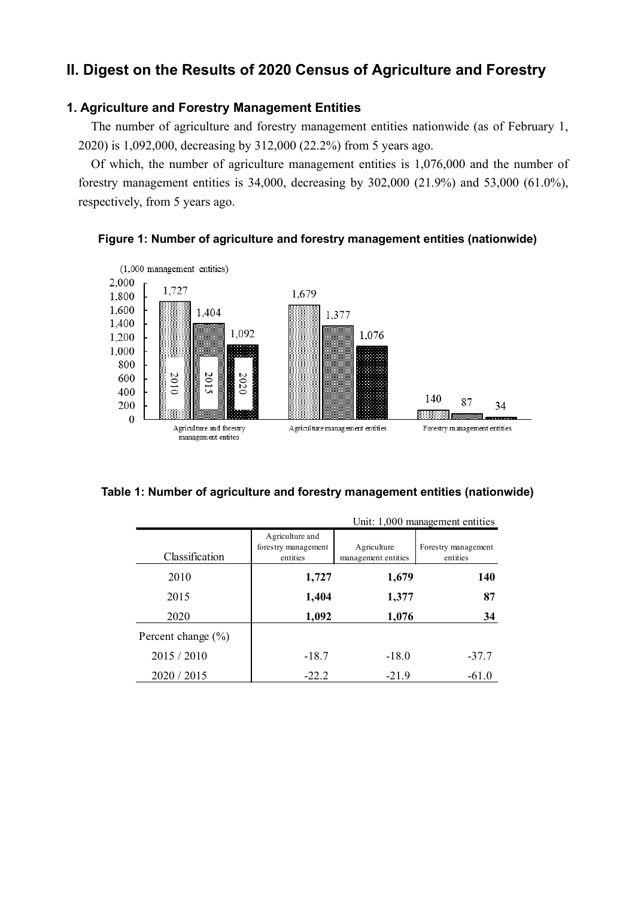## II. Digest on the Results of 2020 Census of Agriculture and Forestry

### 1. Agriculture and Forestry Management Entities

The number of agriculture and forestry management entities nationwide (as of February 1, 2020) is 1,092,000, decreasing by 312,000 (22.2%) from 5 years ago.

Of which, the number of agriculture management entities is 1,076,000 and the number of forestry management entities is 34,000, decreasing by 302,000 (21.9%) and 53,000 (61.0%), respectively, from 5 years ago.

**Figure 1: Number of agriculture and forestry management entities (nationwide)**

(1,000 management entities)

| | 2010 | 2015 | 2020 |
|---|---|---|---|
| Agriculture and forestry management entites | 1,727 | 1,404 | 1,092 |
| Agriculture management entities | 1,679 | 1,377 | 1,076 |
| Forestry management entities | 140 | 87 | 34 |

**Table 1: Number of agriculture and forestry management entities (nationwide)**

Unit: 1,000 management entities

| Classification | Agriculture and forestry management entities | Agriculture management entities | Forestry management entities |
|---|---|---|---|
| 2010 | **1,727** | **1,679** | **140** |
| 2015 | **1,404** | **1,377** | **87** |
| 2020 | **1,092** | **1,076** | **34** |
| Percent change (%) | | | |
| 2015 / 2010 | -18.7 | -18.0 | -37.7 |
| 2020 / 2015 | -22.2 | -21.9 | -61.0 |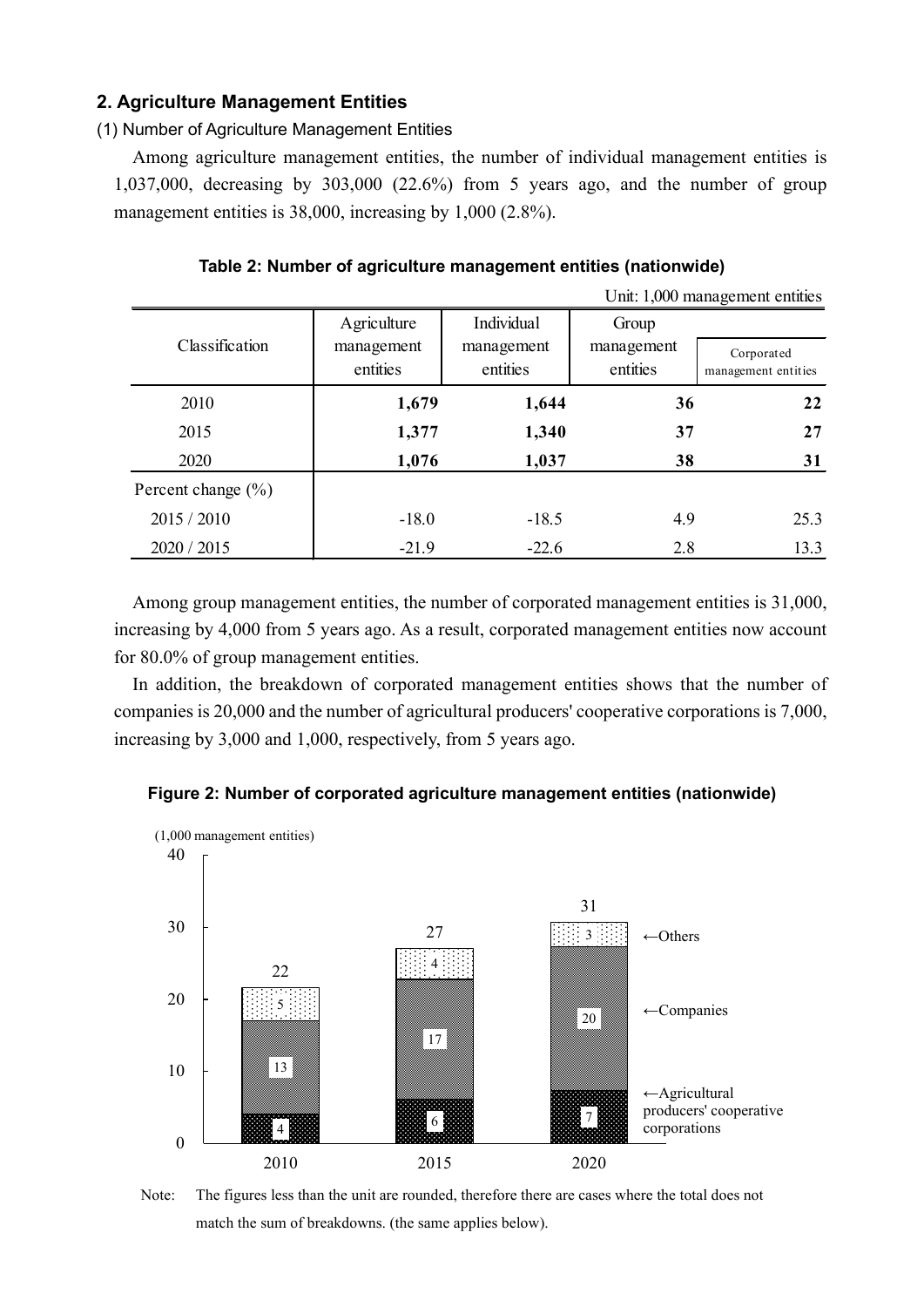## 2. Agriculture Management Entities

### (1) Number of Agriculture Management Entities

Among agriculture management entities, the number of individual management entities is 1,037,000, decreasing by 303,000 (22.6%) from 5 years ago, and the number of group management entities is 38,000, increasing by 1,000 (2.8%).

**Table 2: Number of agriculture management entities (nationwide)**

Unit: 1,000 management entities

| Classification | Agriculture management entities | Individual management entities | Group management entities | |
|---|---|---|---|---|
| | | | | Corporated management entities |
| 2010 | **1,679** | **1,644** | **36** | **22** |
| 2015 | **1,377** | **1,340** | **37** | **27** |
| 2020 | **1,076** | **1,037** | **38** | **31** |
| Percent change (%) | | | | |
| 2015 / 2010 | -18.0 | -18.5 | 4.9 | 25.3 |
| 2020 / 2015 | -21.9 | -22.6 | 2.8 | 13.3 |

Among group management entities, the number of corporated management entities is 31,000, increasing by 4,000 from 5 years ago. As a result, corporated management entities now account for 80.0% of group management entities.

In addition, the breakdown of corporated management entities shows that the number of companies is 20,000 and the number of agricultural producers' cooperative corporations is 7,000, increasing by 3,000 and 1,000, respectively, from 5 years ago.

**Figure 2: Number of corporated agriculture management entities (nationwide)**

Note: The figures less than the unit are rounded, therefore there are cases where the total does not match the sum of breakdowns. (the same applies below).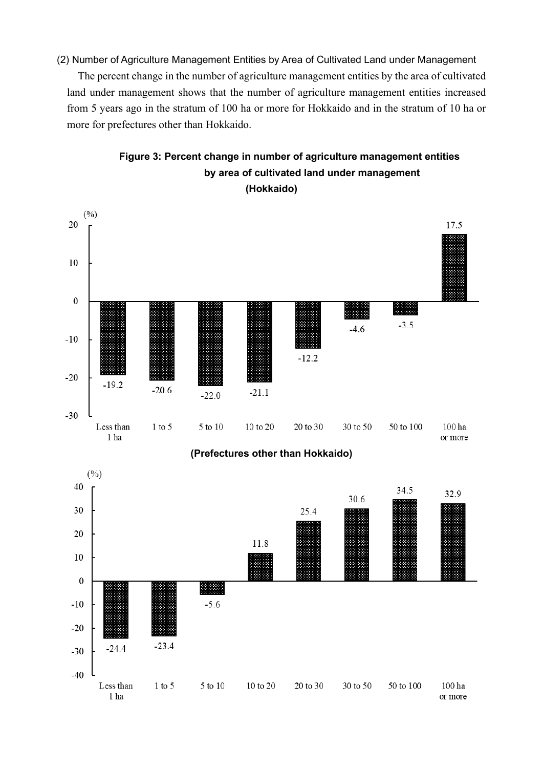(2) Number of Agriculture Management Entities by Area of Cultivated Land under Management

The percent change in the number of agriculture management entities by the area of cultivated land under management shows that the number of agriculture management entities increased from 5 years ago in the stratum of 100 ha or more for Hokkaido and in the stratum of 10 ha or more for prefectures other than Hokkaido.

**Figure 3: Percent change in number of agriculture management entities by area of cultivated land under management**

**(Hokkaido)**

| Area of cultivated land | Percent change (%) |
|---|---|
| Less than 1 ha | -19.2 |
| 1 to 5 | -20.6 |
| 5 to 10 | -22.0 |
| 10 to 20 | -21.1 |
| 20 to 30 | -12.2 |
| 30 to 50 | -4.6 |
| 50 to 100 | -3.5 |
| 100 ha or more | 17.5 |

**(Prefectures other than Hokkaido)**

| Area of cultivated land | Percent change (%) |
|---|---|
| Less than 1 ha | -24.4 |
| 1 to 5 | -23.4 |
| 5 to 10 | -5.6 |
| 10 to 20 | 11.8 |
| 20 to 30 | 25.4 |
| 30 to 50 | 30.6 |
| 50 to 100 | 34.5 |
| 100 ha or more | 32.9 |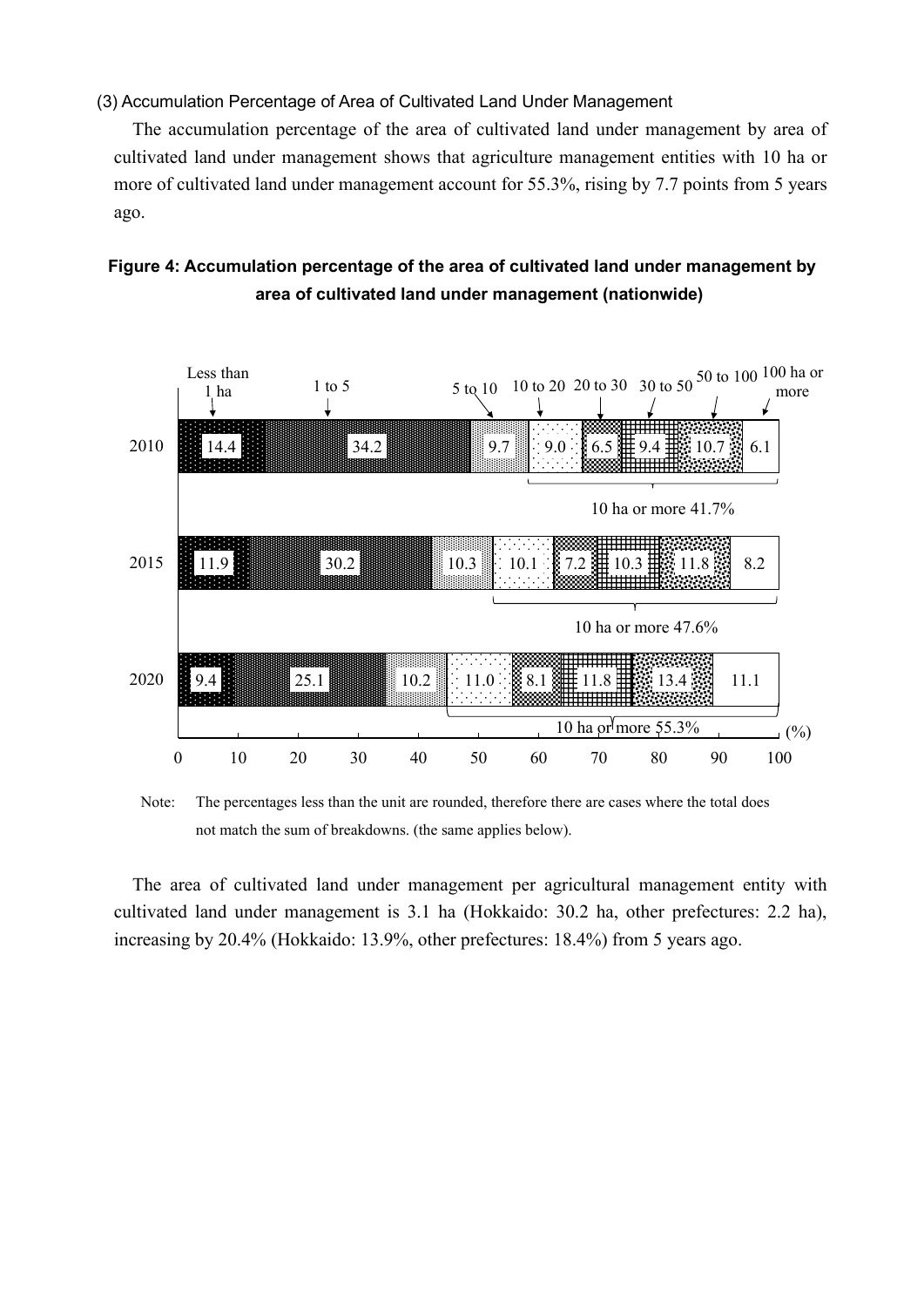### (3) Accumulation Percentage of Area of Cultivated Land Under Management

The accumulation percentage of the area of cultivated land under management by area of cultivated land under management shows that agriculture management entities with 10 ha or more of cultivated land under management account for 55.3%, rising by 7.7 points from 5 years ago.

**Figure 4: Accumulation percentage of the area of cultivated land under management by area of cultivated land under management (nationwide)**

| Year | Less than 1 ha | 1 to 5 | 5 to 10 | 10 to 20 | 20 to 30 | 30 to 50 | 50 to 100 | 100 ha or more | 10 ha or more |
|---|---|---|---|---|---|---|---|---|---|
| 2010 | 14.4 | 34.2 | 9.7 | 9.0 | 6.5 | 9.4 | 10.7 | 6.1 | 41.7% |
| 2015 | 11.9 | 30.2 | 10.3 | 10.1 | 7.2 | 10.3 | 11.8 | 8.2 | 47.6% |
| 2020 | 9.4 | 25.1 | 10.2 | 11.0 | 8.1 | 11.8 | 13.4 | 11.1 | 55.3% |

(%)

Note: The percentages less than the unit are rounded, therefore there are cases where the total does not match the sum of breakdowns. (the same applies below).

The area of cultivated land under management per agricultural management entity with cultivated land under management is 3.1 ha (Hokkaido: 30.2 ha, other prefectures: 2.2 ha), increasing by 20.4% (Hokkaido: 13.9%, other prefectures: 18.4%) from 5 years ago.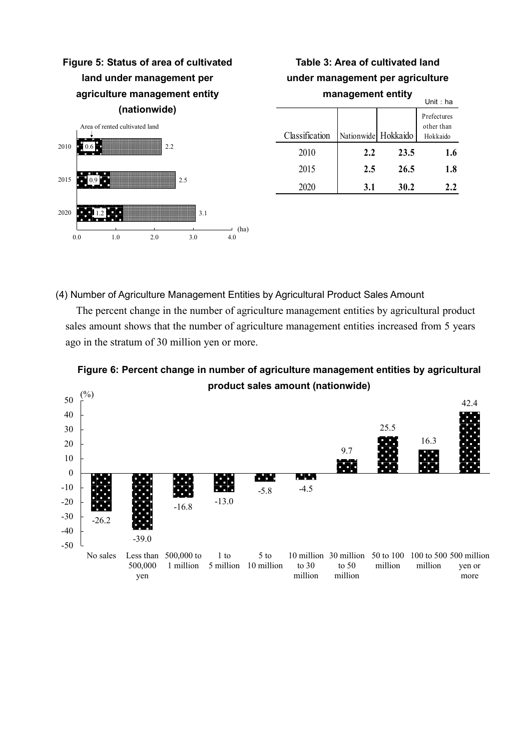**Figure 5: Status of area of cultivated land under management per agriculture management entity (nationwide)**

Area of rented cultivated land

| Year | Area of rented cultivated land (ha) | Total (ha) |
|---|---|---|
| 2010 | 0.6 | 2.2 |
| 2015 | 0.9 | 2.5 |
| 2020 | 1.2 | 3.1 |

**Table 3: Area of cultivated land under management per agriculture management entity**

Unit：ha

| Classification | Nationwide | Hokkaido | Prefectures other than Hokkaido |
|---|---|---|---|
| 2010 | **2.2** | **23.5** | **1.6** |
| 2015 | **2.5** | **26.5** | **1.8** |
| 2020 | **3.1** | **30.2** | **2.2** |

(4) Number of Agriculture Management Entities by Agricultural Product Sales Amount

The percent change in the number of agriculture management entities by agricultural product sales amount shows that the number of agriculture management entities increased from 5 years ago in the stratum of 30 million yen or more.

**Figure 6: Percent change in number of agriculture management entities by agricultural product sales amount (nationwide)**

| Sales amount | (%) |
|---|---|
| No sales | -26.2 |
| Less than 500,000 yen | -39.0 |
| 500,000 to 1 million | -16.8 |
| 1 to 5 million | -13.0 |
| 5 to 10 million | -5.8 |
| 10 million to 30 million | -4.5 |
| 30 million to 50 million | 9.7 |
| 50 to 100 million | 25.5 |
| 100 to 500 million | 16.3 |
| 500 million yen or more | 42.4 |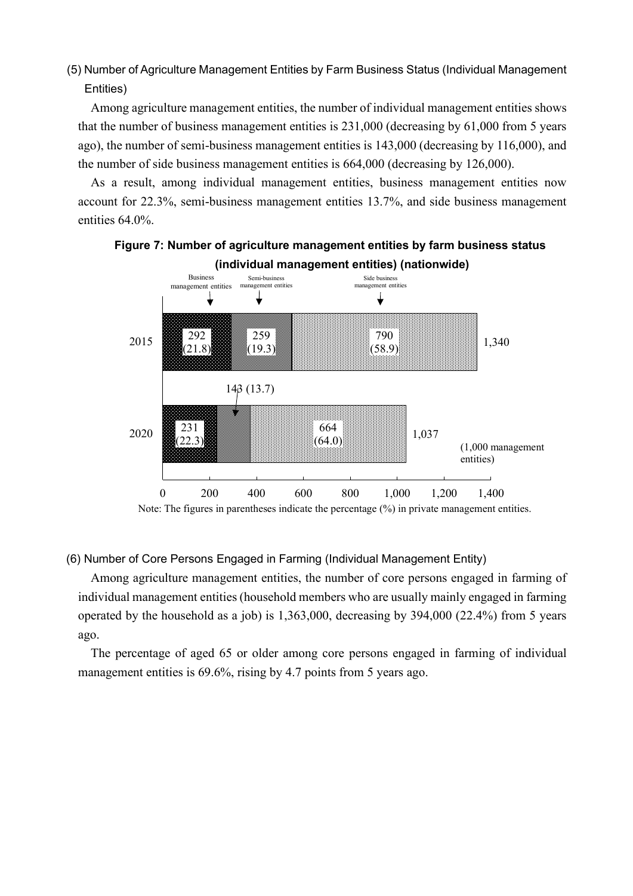## (5) Number of Agriculture Management Entities by Farm Business Status (Individual Management Entities)

Among agriculture management entities, the number of individual management entities shows that the number of business management entities is 231,000 (decreasing by 61,000 from 5 years ago), the number of semi-business management entities is 143,000 (decreasing by 116,000), and the number of side business management entities is 664,000 (decreasing by 126,000).

As a result, among individual management entities, business management entities now account for 22.3%, semi-business management entities 13.7%, and side business management entities 64.0%.

**Figure 7: Number of agriculture management entities by farm business status (individual management entities) (nationwide)**

(1,000 management entities)

| Year | Business management entities | Semi-business management entities | Side business management entities | Total |
|---|---|---|---|---|
| 2015 | 292 (21.8) | 259 (19.3) | 790 (58.9) | 1,340 |
| 2020 | 231 (22.3) | 143 (13.7) | 664 (64.0) | 1,037 |

Note: The figures in parentheses indicate the percentage (%) in private management entities.

## (6) Number of Core Persons Engaged in Farming (Individual Management Entity)

Among agriculture management entities, the number of core persons engaged in farming of individual management entities (household members who are usually mainly engaged in farming operated by the household as a job) is 1,363,000, decreasing by 394,000 (22.4%) from 5 years ago.

The percentage of aged 65 or older among core persons engaged in farming of individual management entities is 69.6%, rising by 4.7 points from 5 years ago.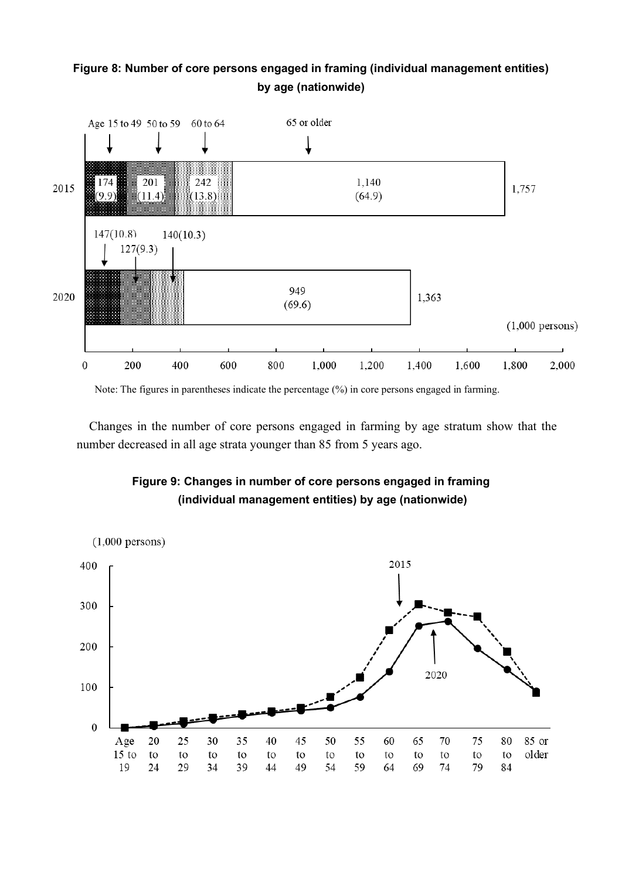**Figure 8: Number of core persons engaged in framing (individual management entities) by age (nationwide)**

Note: The figures in parentheses indicate the percentage (%) in core persons engaged in farming.

Changes in the number of core persons engaged in farming by age stratum show that the number decreased in all age strata younger than 85 from 5 years ago.

**Figure 9: Changes in number of core persons engaged in framing (individual management entities) by age (nationwide)**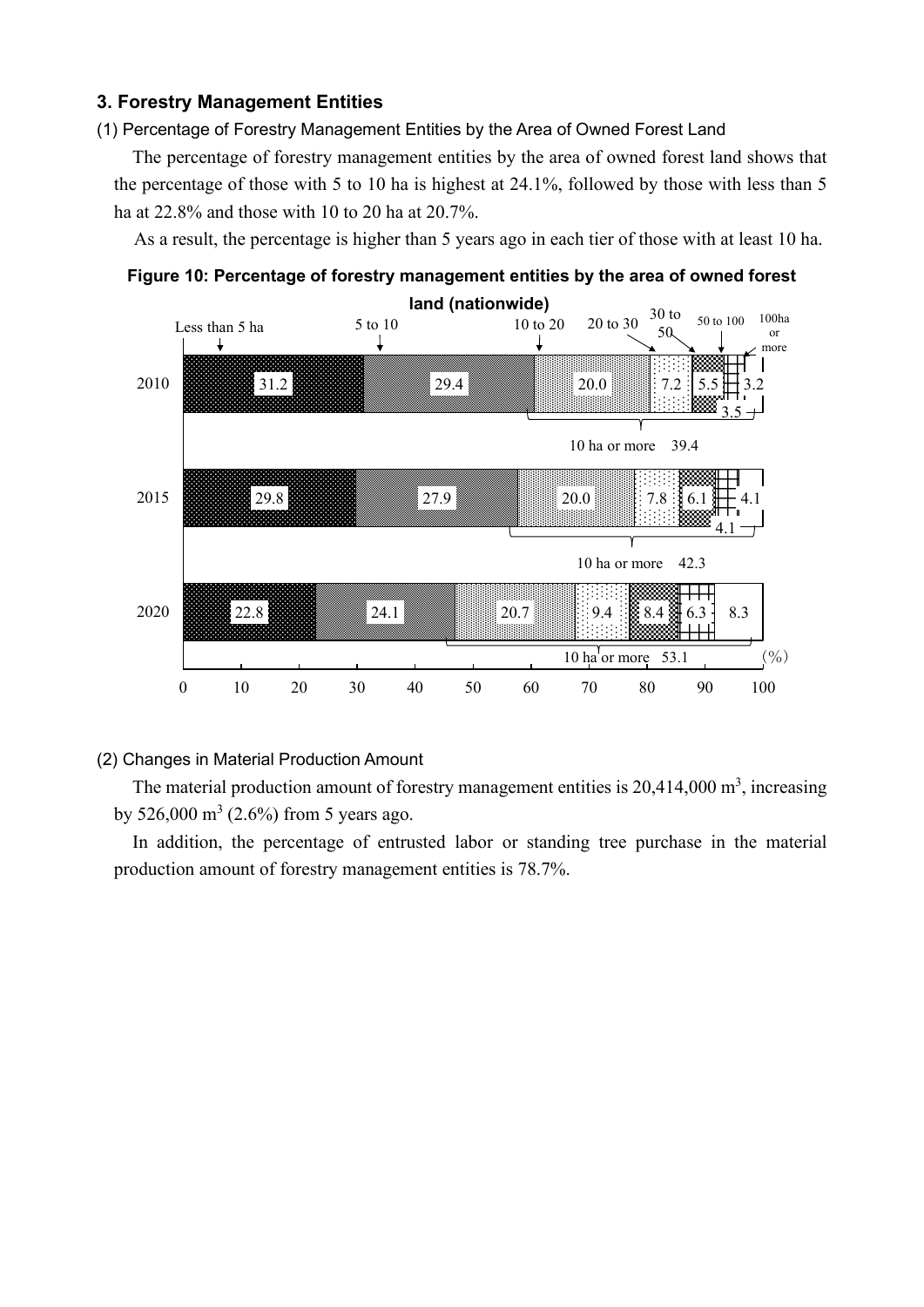### 3. Forestry Management Entities

(1) Percentage of Forestry Management Entities by the Area of Owned Forest Land

The percentage of forestry management entities by the area of owned forest land shows that the percentage of those with 5 to 10 ha is highest at 24.1%, followed by those with less than 5 ha at 22.8% and those with 10 to 20 ha at 20.7%.

As a result, the percentage is higher than 5 years ago in each tier of those with at least 10 ha.

**Figure 10: Percentage of forestry management entities by the area of owned forest land (nationwide)**

| Year | Less than 5 ha | 5 to 10 | 10 to 20 | 20 to 30 | 30 to 50 | 50 to 100 | 100ha or more | 10 ha or more |
|---|---|---|---|---|---|---|---|---|
| 2010 | 31.2 | 29.4 | 20.0 | 7.2 | 5.5 | 3.5 | 3.2 | 39.4 |
| 2015 | 29.8 | 27.9 | 20.0 | 7.8 | 6.1 | 4.1 | 4.1 | 42.3 |
| 2020 | 22.8 | 24.1 | 20.7 | 9.4 | 8.4 | 6.3 | 8.3 | 53.1 |

(%)

(2) Changes in Material Production Amount

The material production amount of forestry management entities is 20,414,000 $m^3$, increasing by 526,000 $m^3$ (2.6%) from 5 years ago.

In addition, the percentage of entrusted labor or standing tree purchase in the material production amount of forestry management entities is 78.7%.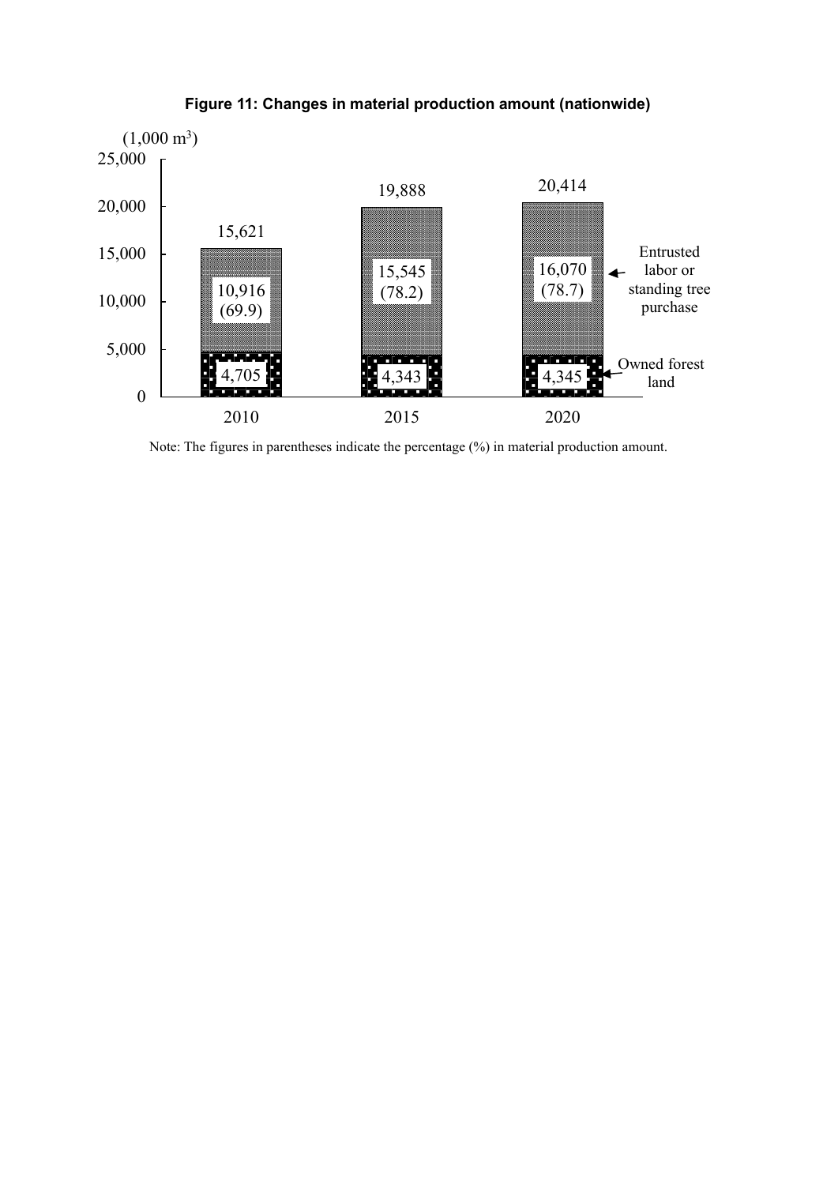**Figure 11: Changes in material production amount (nationwide)**

| (1,000 $m^3$) | 2010 | 2015 | 2020 |
|---|---|---|---|
| Entrusted labor or standing tree purchase | 10,916 (69.9) | 15,545 (78.2) | 16,070 (78.7) |
| Owned forest land | 4,705 | 4,343 | 4,345 |
| Total | 15,621 | 19,888 | 20,414 |

Note: The figures in parentheses indicate the percentage (%) in material production amount.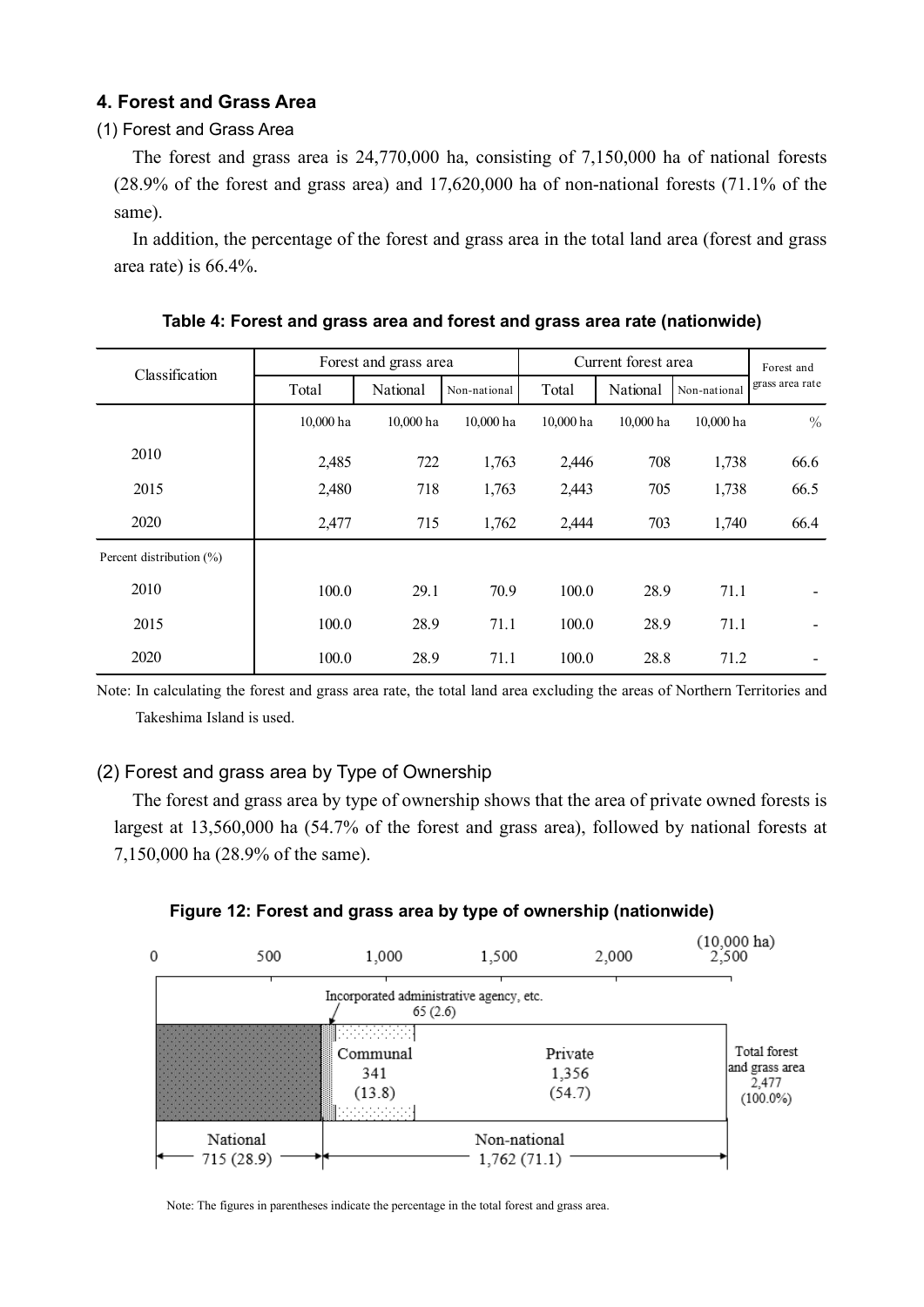## 4. Forest and Grass Area

### (1) Forest and Grass Area

The forest and grass area is 24,770,000 ha, consisting of 7,150,000 ha of national forests (28.9% of the forest and grass area) and 17,620,000 ha of non-national forests (71.1% of the same).

In addition, the percentage of the forest and grass area in the total land area (forest and grass area rate) is 66.4%.

**Table 4: Forest and grass area and forest and grass area rate (nationwide)**

| Classification | Forest and grass area | | | Current forest area | | | Forest and grass area rate |
|---|---|---|---|---|---|---|---|
| | Total | National | Non-national | Total | National | Non-national | |
| | 10,000 ha | 10,000 ha | 10,000 ha | 10,000 ha | 10,000 ha | 10,000 ha | % |
| 2010 | 2,485 | 722 | 1,763 | 2,446 | 708 | 1,738 | 66.6 |
| 2015 | 2,480 | 718 | 1,763 | 2,443 | 705 | 1,738 | 66.5 |
| 2020 | 2,477 | 715 | 1,762 | 2,444 | 703 | 1,740 | 66.4 |
| Percent distribution (%) | | | | | | | |
| 2010 | 100.0 | 29.1 | 70.9 | 100.0 | 28.9 | 71.1 | - |
| 2015 | 100.0 | 28.9 | 71.1 | 100.0 | 28.9 | 71.1 | - |
| 2020 | 100.0 | 28.9 | 71.1 | 100.0 | 28.8 | 71.2 | - |

Note: In calculating the forest and grass area rate, the total land area excluding the areas of Northern Territories and Takeshima Island is used.

### (2) Forest and grass area by Type of Ownership

The forest and grass area by type of ownership shows that the area of private owned forests is largest at 13,560,000 ha (54.7% of the forest and grass area), followed by national forests at 7,150,000 ha (28.9% of the same).

**Figure 12: Forest and grass area by type of ownership (nationwide)**

(10,000 ha)

| Ownership | Area | (%) |
|---|---|---|
| National | 715 | (28.9) |
| Non-national | 1,762 | (71.1) |
| Incorporated administrative agency, etc. | 65 | (2.6) |
| Communal | 341 | (13.8) |
| Private | 1,356 | (54.7) |
| Total forest and grass area | 2,477 | (100.0%) |

Note: The figures in parentheses indicate the percentage in the total forest and grass area.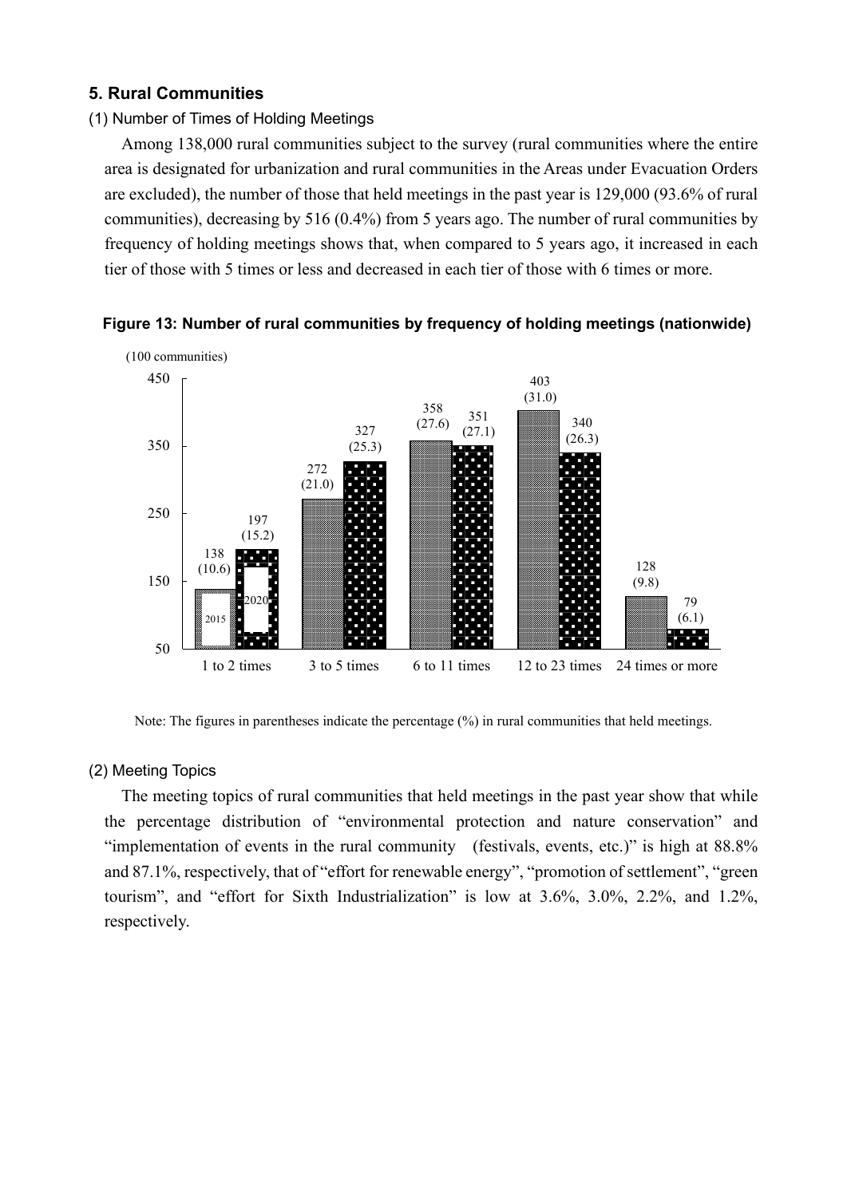## 5. Rural Communities

### (1) Number of Times of Holding Meetings

Among 138,000 rural communities subject to the survey (rural communities where the entire area is designated for urbanization and rural communities in the Areas under Evacuation Orders are excluded), the number of those that held meetings in the past year is 129,000 (93.6% of rural communities), decreasing by 516 (0.4%) from 5 years ago. The number of rural communities by frequency of holding meetings shows that, when compared to 5 years ago, it increased in each tier of those with 5 times or less and decreased in each tier of those with 6 times or more.

**Figure 13: Number of rural communities by frequency of holding meetings (nationwide)**

(100 communities)

| Frequency | 2015 | 2020 |
|---|---|---|
| 1 to 2 times | 138 (10.6) | 197 (15.2) |
| 3 to 5 times | 272 (21.0) | 327 (25.3) |
| 6 to 11 times | 358 (27.6) | 351 (27.1) |
| 12 to 23 times | 403 (31.0) | 340 (26.3) |
| 24 times or more | 128 (9.8) | 79 (6.1) |

Note: The figures in parentheses indicate the percentage (%) in rural communities that held meetings.

### (2) Meeting Topics

The meeting topics of rural communities that held meetings in the past year show that while the percentage distribution of "environmental protection and nature conservation" and "implementation of events in the rural community (festivals, events, etc.)" is high at 88.8% and 87.1%, respectively, that of "effort for renewable energy", "promotion of settlement", "green tourism", and "effort for Sixth Industrialization" is low at 3.6%, 3.0%, 2.2%, and 1.2%, respectively.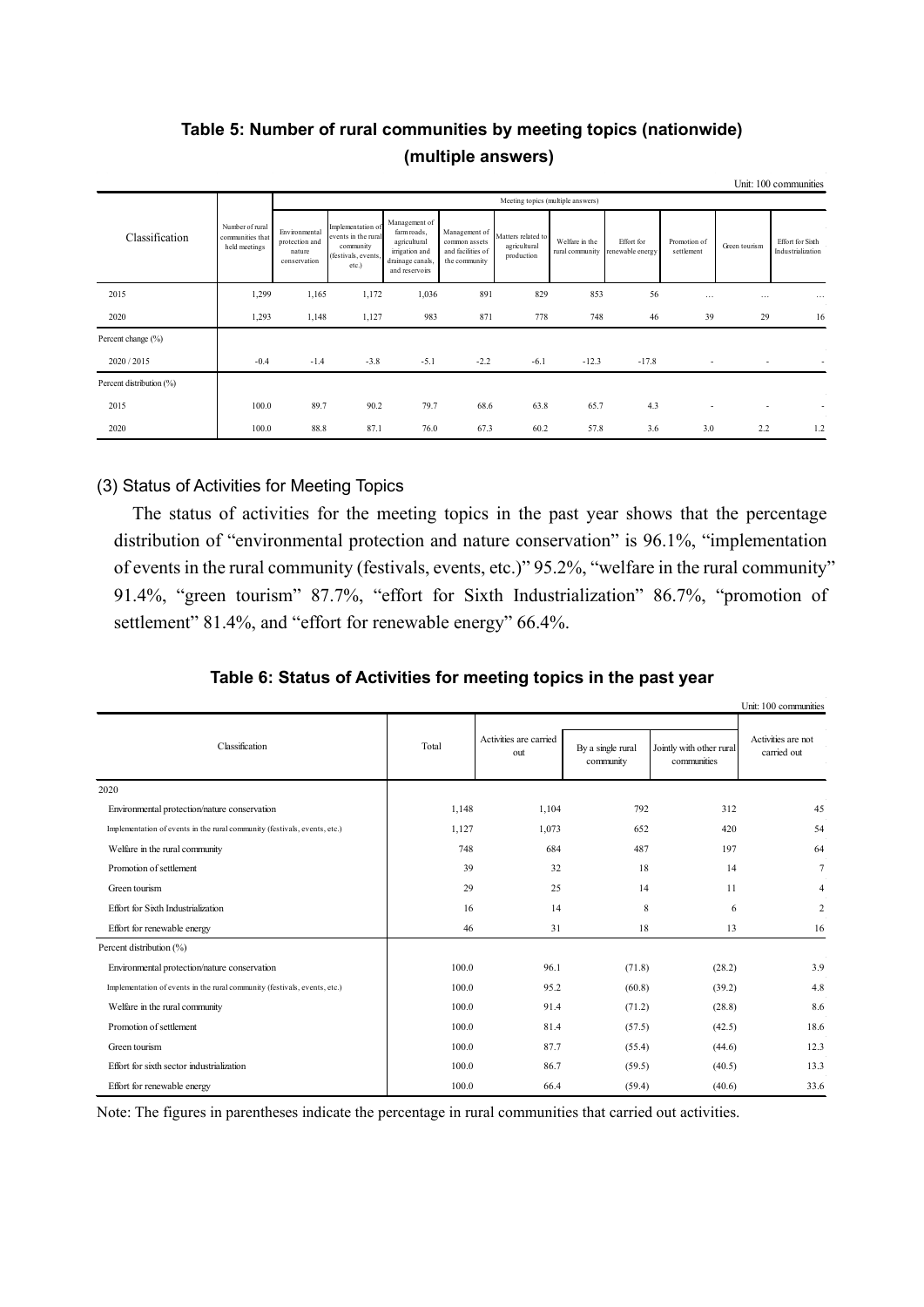## Table 5: Number of rural communities by meeting topics (nationwide) (multiple answers)

Unit: 100 communities

| Classification | Number of rural communities that held meetings | Meeting topics (multiple answers) | | | | | | | | | |
|---|---|---|---|---|---|---|---|---|---|---|---|
| | | Environmental protection and nature conservation | Implementation of events in the rural community (festivals, events, etc.) | Management of farm roads, agricultural irrigation and drainage canals, and reservoirs | Management of common assets and facilities of the community | Matters related to agricultural production | Welfare in the rural community | Effort for renewable energy | Promotion of settlement | Green tourism | Effort for Sixth Industrialization |
| 2015 | 1,299 | 1,165 | 1,172 | 1,036 | 891 | 829 | 853 | 56 | … | … | … |
| 2020 | 1,293 | 1,148 | 1,127 | 983 | 871 | 778 | 748 | 46 | 39 | 29 | 16 |
| Percent change (%) | | | | | | | | | | | |
| 2020 / 2015 | -0.4 | -1.4 | -3.8 | -5.1 | -2.2 | -6.1 | -12.3 | -17.8 | - | - | - |
| Percent distribution (%) | | | | | | | | | | | |
| 2015 | 100.0 | 89.7 | 90.2 | 79.7 | 68.6 | 63.8 | 65.7 | 4.3 | - | - | - |
| 2020 | 100.0 | 88.8 | 87.1 | 76.0 | 67.3 | 60.2 | 57.8 | 3.6 | 3.0 | 2.2 | 1.2 |

### (3) Status of Activities for Meeting Topics

The status of activities for the meeting topics in the past year shows that the percentage distribution of "environmental protection and nature conservation" is 96.1%, "implementation of events in the rural community (festivals, events, etc.)" 95.2%, "welfare in the rural community" 91.4%, "green tourism" 87.7%, "effort for Sixth Industrialization" 86.7%, "promotion of settlement" 81.4%, and "effort for renewable energy" 66.4%.

## Table 6: Status of Activities for meeting topics in the past year

Unit: 100 communities

| Classification | Total | Activities are carried out | By a single rural community | Jointly with other rural communities | Activities are not carried out |
|---|---|---|---|---|---|
| 2020 | | | | | |
| Environmental protection/nature conservation | 1,148 | 1,104 | 792 | 312 | 45 |
| Implementation of events in the rural community (festivals, events, etc.) | 1,127 | 1,073 | 652 | 420 | 54 |
| Welfare in the rural community | 748 | 684 | 487 | 197 | 64 |
| Promotion of settlement | 39 | 32 | 18 | 14 | 7 |
| Green tourism | 29 | 25 | 14 | 11 | 4 |
| Effort for Sixth Industrialization | 16 | 14 | 8 | 6 | 2 |
| Effort for renewable energy | 46 | 31 | 18 | 13 | 16 |
| Percent distribution (%) | | | | | |
| Environmental protection/nature conservation | 100.0 | 96.1 | (71.8) | (28.2) | 3.9 |
| Implementation of events in the rural community (festivals, events, etc.) | 100.0 | 95.2 | (60.8) | (39.2) | 4.8 |
| Welfare in the rural community | 100.0 | 91.4 | (71.2) | (28.8) | 8.6 |
| Promotion of settlement | 100.0 | 81.4 | (57.5) | (42.5) | 18.6 |
| Green tourism | 100.0 | 87.7 | (55.4) | (44.6) | 12.3 |
| Effort for sixth sector industrialization | 100.0 | 86.7 | (59.5) | (40.5) | 13.3 |
| Effort for renewable energy | 100.0 | 66.4 | (59.4) | (40.6) | 33.6 |

Note: The figures in parentheses indicate the percentage in rural communities that carried out activities.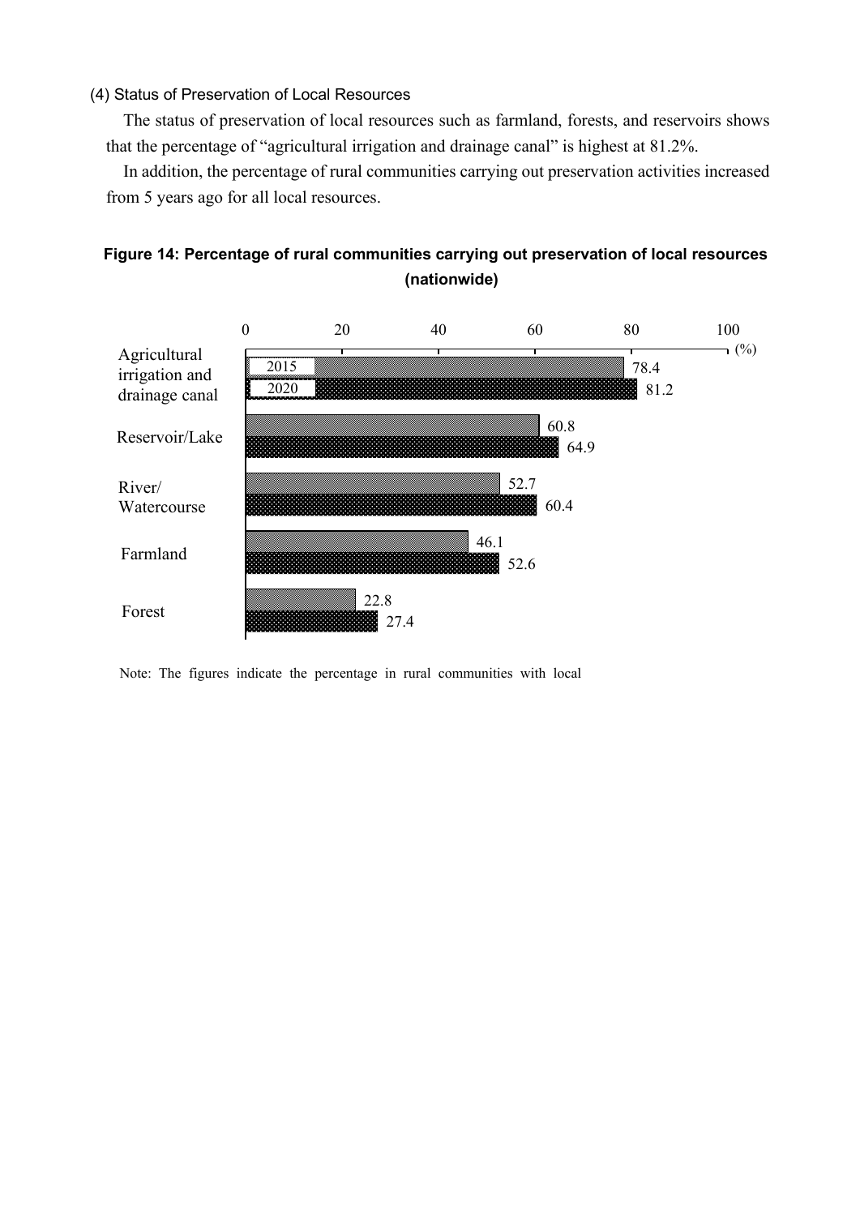(4) Status of Preservation of Local Resources

The status of preservation of local resources such as farmland, forests, and reservoirs shows that the percentage of "agricultural irrigation and drainage canal" is highest at 81.2%.

In addition, the percentage of rural communities carrying out preservation activities increased from 5 years ago for all local resources.

**Figure 14: Percentage of rural communities carrying out preservation of local resources (nationwide)**

0 20 40 60 80 100 (%)

2015
2020

Agricultural irrigation and drainage canal
78.4
81.2

Reservoir/Lake
60.8
64.9

River/ Watercourse
52.7
60.4

Farmland
46.1
52.6

Forest
22.8
27.4

Note: The figures indicate the percentage in rural communities with local